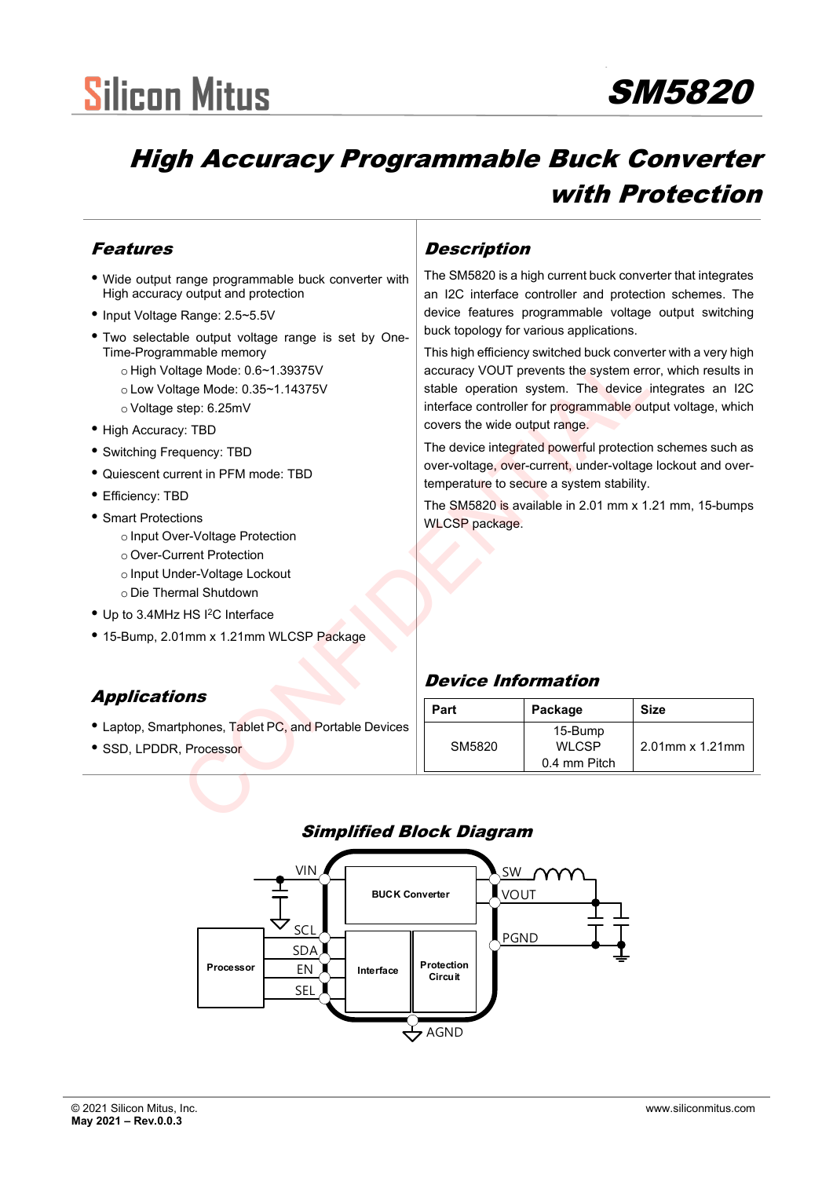Silicon Mitus

# SM5820

# High Accuracy Programmable Buck Converter with Protection

## Features

- Wide output range programmable buck converter with High accuracy output and protection
- Input Voltage Range: 2.5~5.5V
- Two selectable output voltage range is set by One-Time-Programmable memory
  - High Voltage Mode: 0.6~1.39375V
  - Low Voltage Mode: 0.35~1.14375V
  - Voltage step: 6.25mV
- High Accuracy: TBD
- Switching Frequency: TBD
- Quiescent current in PFM mode: TBD
- Efficiency: TBD
- Smart Protections
  - Input Over-Voltage Protection
  - Over-Current Protection
  - Input Under-Voltage Lockout
  - Die Thermal Shutdown
- Up to 3.4MHz HS $I^2C$ Interface
- 15-Bump, 2.01mm x 1.21mm WLCSP Package

## Applications

- Laptop, Smartphones, Tablet PC, and Portable Devices
- SSD, LPDDR, Processor

## Description

The SM5820 is a high current buck converter that integrates an I2C interface controller and protection schemes. The device features programmable voltage output switching buck topology for various applications.

This high efficiency switched buck converter with a very high accuracy VOUT prevents the system error, which results in stable operation system. The device integrates an I2C interface controller for programmable output voltage, which covers the wide output range.

The device integrated powerful protection schemes such as over-voltage, over-current, under-voltage lockout and over-temperature to secure a system stability.

The SM5820 is available in 2.01 mm x 1.21 mm, 15-bumps WLCSP package.

## Device Information

| Part | Package | Size |
|---|---|---|
| SM5820 | 15-Bump WLCSP 0.4 mm Pitch | 2.01mm x 1.21mm |

## Simplified Block Diagram

VIN, SCL, SDA, EN, SEL, Processor, BUCK Converter, Interface, Protection Circuit, SW, VOUT, PGND, AGND

© 2021 Silicon Mitus, Inc.
**May 2021 – Rev.0.0.3**

www.siliconmitus.com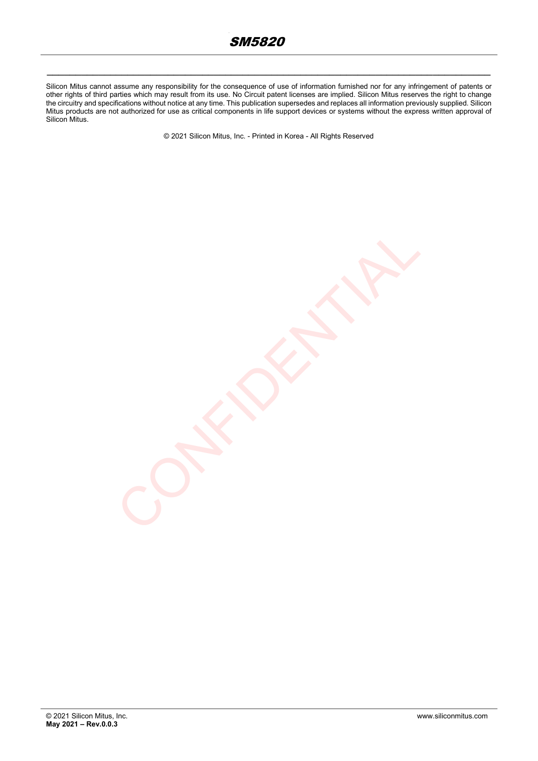Silicon Mitus cannot assume any responsibility for the consequence of use of information furnished nor for any infringement of patents or other rights of third parties which may result from its use. No Circuit patent licenses are implied. Silicon Mitus reserves the right to change the circuitry and specifications without notice at any time. This publication supersedes and replaces all information previously supplied. Silicon Mitus products are not authorized for use as critical components in life support devices or systems without the express written approval of Silicon Mitus.

© 2021 Silicon Mitus, Inc. - Printed in Korea - All Rights Reserved